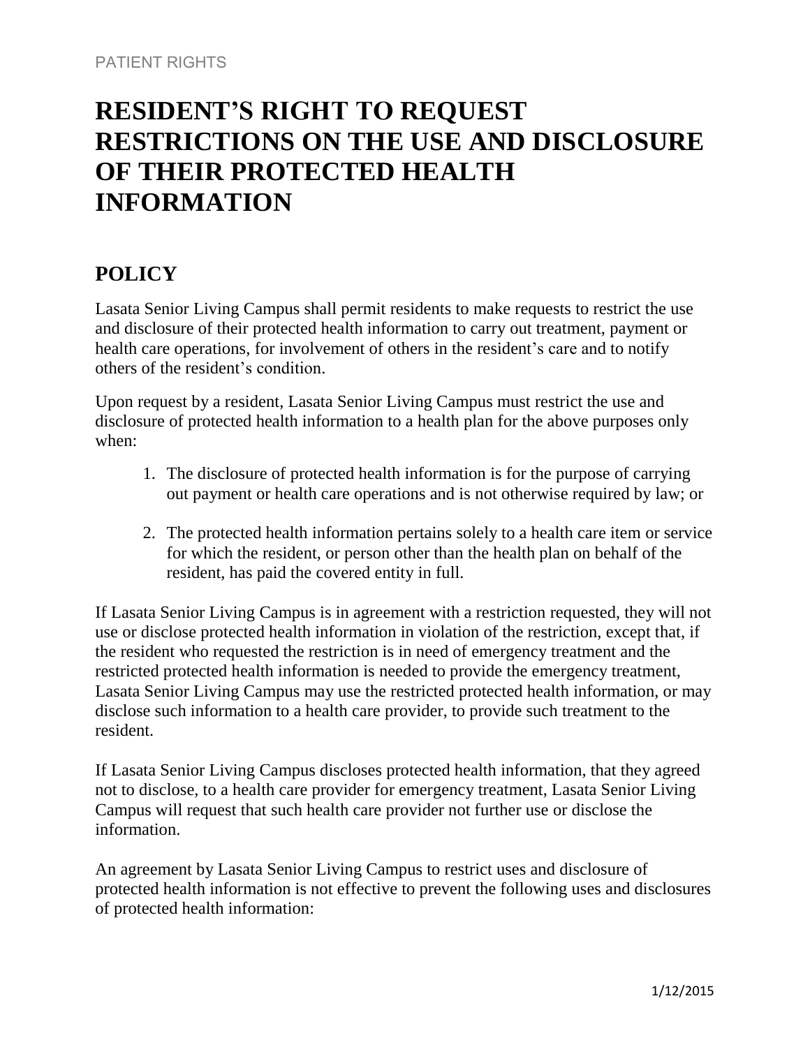# RESIDENT'S RIGHT TO REQUEST RESTRICTIONS ON THE USE AND DISCLOSURE OF THEIR PROTECTED HEALTH INFORMATION

## POLICY

Lasata Senior Living Campus shall permit residents to make requests to restrict the use and disclosure of their protected health information to carry out treatment, payment or health care operations, for involvement of others in the resident's care and to notify others of the resident's condition.

Upon request by a resident, Lasata Senior Living Campus must restrict the use and disclosure of protected health information to a health plan for the above purposes only when:

1. The disclosure of protected health information is for the purpose of carrying out payment or health care operations and is not otherwise required by law; or

2. The protected health information pertains solely to a health care item or service for which the resident, or person other than the health plan on behalf of the resident, has paid the covered entity in full.

If Lasata Senior Living Campus is in agreement with a restriction requested, they will not use or disclose protected health information in violation of the restriction, except that, if the resident who requested the restriction is in need of emergency treatment and the restricted protected health information is needed to provide the emergency treatment, Lasata Senior Living Campus may use the restricted protected health information, or may disclose such information to a health care provider, to provide such treatment to the resident.

If Lasata Senior Living Campus discloses protected health information, that they agreed not to disclose, to a health care provider for emergency treatment, Lasata Senior Living Campus will request that such health care provider not further use or disclose the information.

An agreement by Lasata Senior Living Campus to restrict uses and disclosure of protected health information is not effective to prevent the following uses and disclosures of protected health information: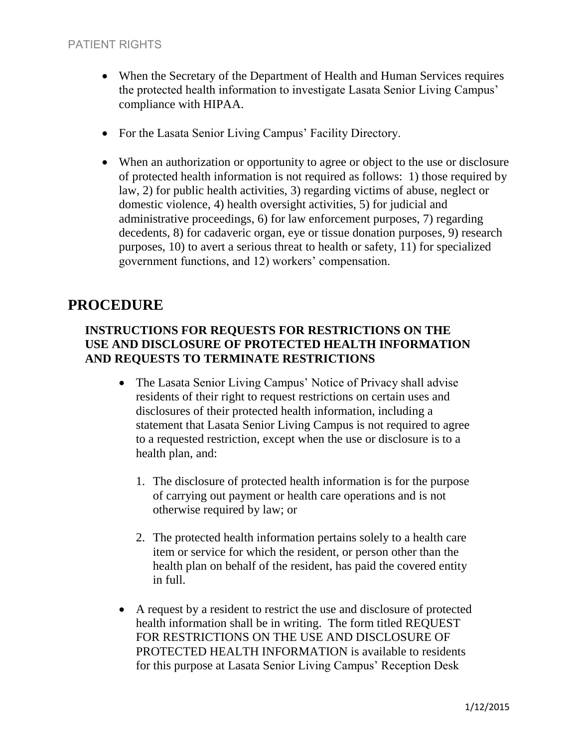- When the Secretary of the Department of Health and Human Services requires the protected health information to investigate Lasata Senior Living Campus' compliance with HIPAA.

- For the Lasata Senior Living Campus' Facility Directory.

- When an authorization or opportunity to agree or object to the use or disclosure of protected health information is not required as follows: 1) those required by law, 2) for public health activities, 3) regarding victims of abuse, neglect or domestic violence, 4) health oversight activities, 5) for judicial and administrative proceedings, 6) for law enforcement purposes, 7) regarding decedents, 8) for cadaveric organ, eye or tissue donation purposes, 9) research purposes, 10) to avert a serious threat to health or safety, 11) for specialized government functions, and 12) workers' compensation.

# PROCEDURE

### INSTRUCTIONS FOR REQUESTS FOR RESTRICTIONS ON THE USE AND DISCLOSURE OF PROTECTED HEALTH INFORMATION AND REQUESTS TO TERMINATE RESTRICTIONS

- The Lasata Senior Living Campus' Notice of Privacy shall advise residents of their right to request restrictions on certain uses and disclosures of their protected health information, including a statement that Lasata Senior Living Campus is not required to agree to a requested restriction, except when the use or disclosure is to a health plan, and:

  1. The disclosure of protected health information is for the purpose of carrying out payment or health care operations and is not otherwise required by law; or

  2. The protected health information pertains solely to a health care item or service for which the resident, or person other than the health plan on behalf of the resident, has paid the covered entity in full.

- A request by a resident to restrict the use and disclosure of protected health information shall be in writing. The form titled REQUEST FOR RESTRICTIONS ON THE USE AND DISCLOSURE OF PROTECTED HEALTH INFORMATION is available to residents for this purpose at Lasata Senior Living Campus' Reception Desk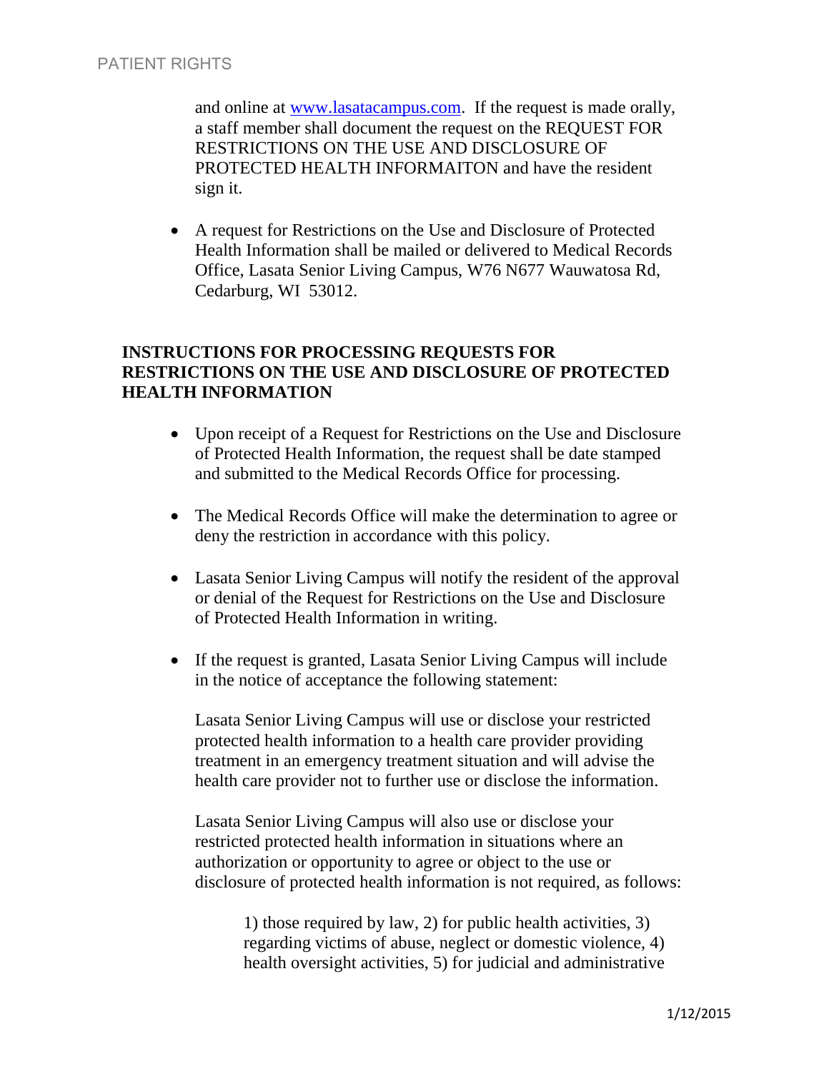and online at www.lasatacampus.com. If the request is made orally, a staff member shall document the request on the REQUEST FOR RESTRICTIONS ON THE USE AND DISCLOSURE OF PROTECTED HEALTH INFORMAITON and have the resident sign it.

- A request for Restrictions on the Use and Disclosure of Protected Health Information shall be mailed or delivered to Medical Records Office, Lasata Senior Living Campus, W76 N677 Wauwatosa Rd, Cedarburg, WI 53012.

**INSTRUCTIONS FOR PROCESSING REQUESTS FOR RESTRICTIONS ON THE USE AND DISCLOSURE OF PROTECTED HEALTH INFORMATION**

- Upon receipt of a Request for Restrictions on the Use and Disclosure of Protected Health Information, the request shall be date stamped and submitted to the Medical Records Office for processing.

- The Medical Records Office will make the determination to agree or deny the restriction in accordance with this policy.

- Lasata Senior Living Campus will notify the resident of the approval or denial of the Request for Restrictions on the Use and Disclosure of Protected Health Information in writing.

- If the request is granted, Lasata Senior Living Campus will include in the notice of acceptance the following statement:

  Lasata Senior Living Campus will use or disclose your restricted protected health information to a health care provider providing treatment in an emergency treatment situation and will advise the health care provider not to further use or disclose the information.

  Lasata Senior Living Campus will also use or disclose your restricted protected health information in situations where an authorization or opportunity to agree or object to the use or disclosure of protected health information is not required, as follows:

  > 1) those required by law, 2) for public health activities, 3) regarding victims of abuse, neglect or domestic violence, 4) health oversight activities, 5) for judicial and administrative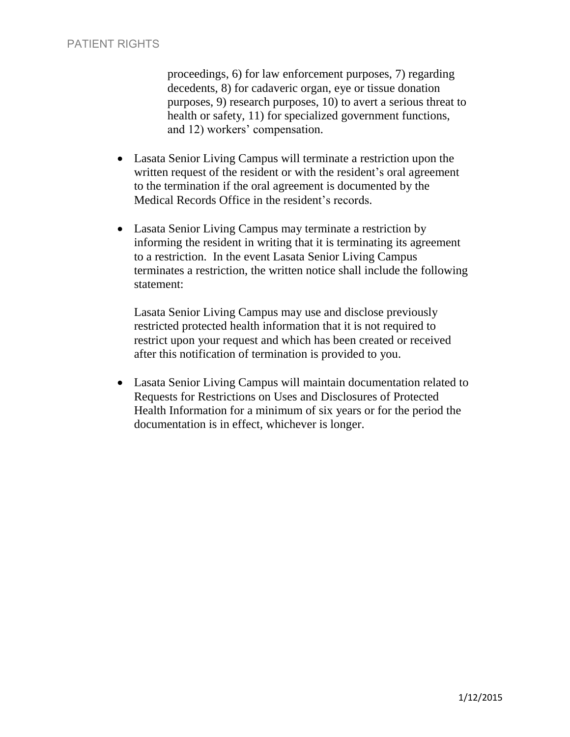proceedings, 6) for law enforcement purposes, 7) regarding decedents, 8) for cadaveric organ, eye or tissue donation purposes, 9) research purposes, 10) to avert a serious threat to health or safety, 11) for specialized government functions, and 12) workers' compensation.

- Lasata Senior Living Campus will terminate a restriction upon the written request of the resident or with the resident's oral agreement to the termination if the oral agreement is documented by the Medical Records Office in the resident's records.

- Lasata Senior Living Campus may terminate a restriction by informing the resident in writing that it is terminating its agreement to a restriction. In the event Lasata Senior Living Campus terminates a restriction, the written notice shall include the following statement:

  Lasata Senior Living Campus may use and disclose previously restricted protected health information that it is not required to restrict upon your request and which has been created or received after this notification of termination is provided to you.

- Lasata Senior Living Campus will maintain documentation related to Requests for Restrictions on Uses and Disclosures of Protected Health Information for a minimum of six years or for the period the documentation is in effect, whichever is longer.